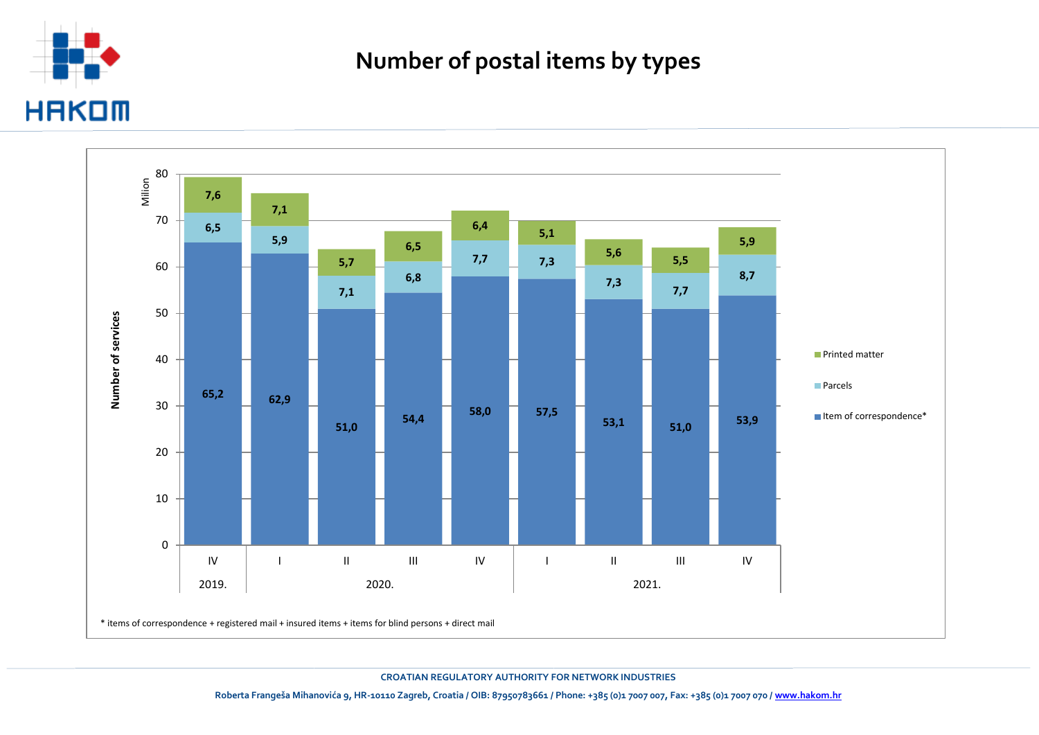# Number of postal items by types

Million

| Year | Quarter | Item of correspondence* | Parcels | Printed matter |
|---|---|---|---|---|
| 2019. | IV | 65,2 | 6,5 | 7,6 |
| 2020. | I | 62,9 | 5,9 | 7,1 |
| | II | 51,0 | 7,1 | 5,7 |
| | III | 54,4 | 6,8 | 6,5 |
| | IV | 58,0 | 7,7 | 6,4 |
| 2021. | I | 57,5 | 7,3 | 5,1 |
| | II | 53,1 | 7,3 | 5,6 |
| | III | 51,0 | 7,7 | 5,5 |
| | IV | 53,9 | 8,7 | 5,9 |

Number of services

\* items of correspondence + registered mail + insured items + items for blind persons + direct mail

CROATIAN REGULATORY AUTHORITY FOR NETWORK INDUSTRIES

Roberta Frangeša Mihanovića 9, HR-10110 Zagreb, Croatia / OIB: 87950783661 / Phone: +385 (0)1 7007 007, Fax: +385 (0)1 7007 070 / www.hakom.hr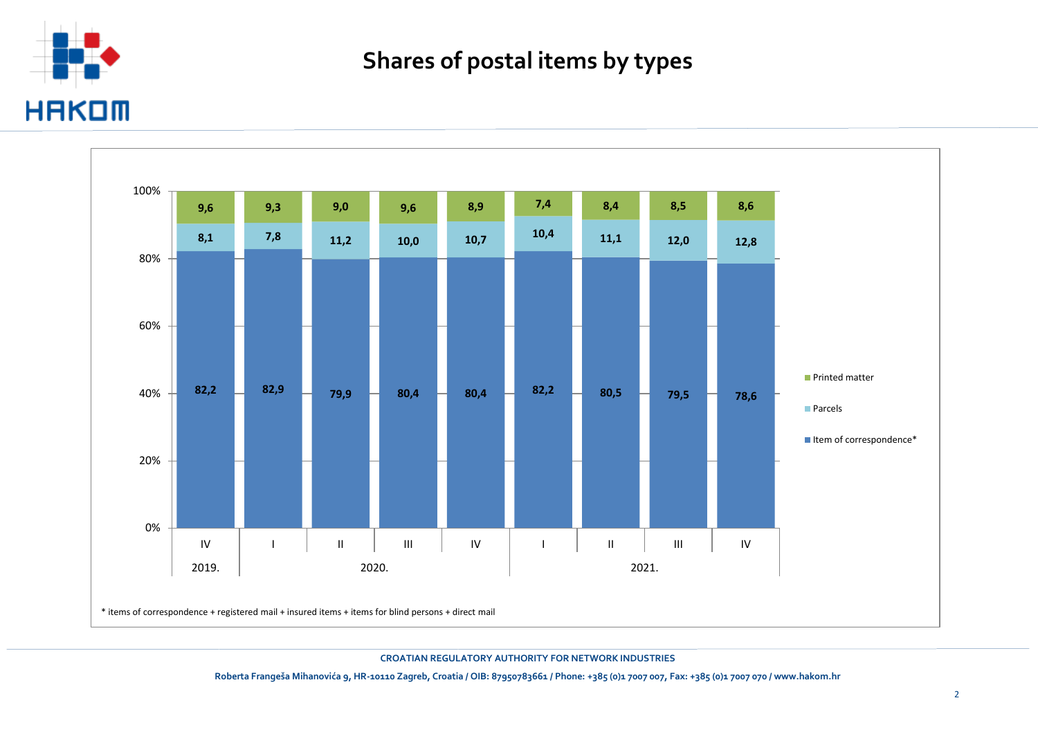# Shares of postal items by types

100%
80%
60%
40%
20%
0%

9,6 9,3 9,0 9,6 8,9 7,4 8,4 8,5 8,6

8,1 7,8 11,2 10,0 10,7 10,4 11,1 12,0 12,8

82,2 82,9 79,9 80,4 80,4 82,2 80,5 79,5 78,6

IV I II III IV I II III IV

2019. 2020. 2021.

Printed matter

Parcels

Item of correspondence*

\* items of correspondence + registered mail + insured items + items for blind persons + direct mail

CROATIAN REGULATORY AUTHORITY FOR NETWORK INDUSTRIES

Roberta Frangeša Mihanovića 9, HR-10110 Zagreb, Croatia / OIB: 87950783661 / Phone: +385 (0)1 7007 007, Fax: +385 (0)1 7007 070 / www.hakom.hr